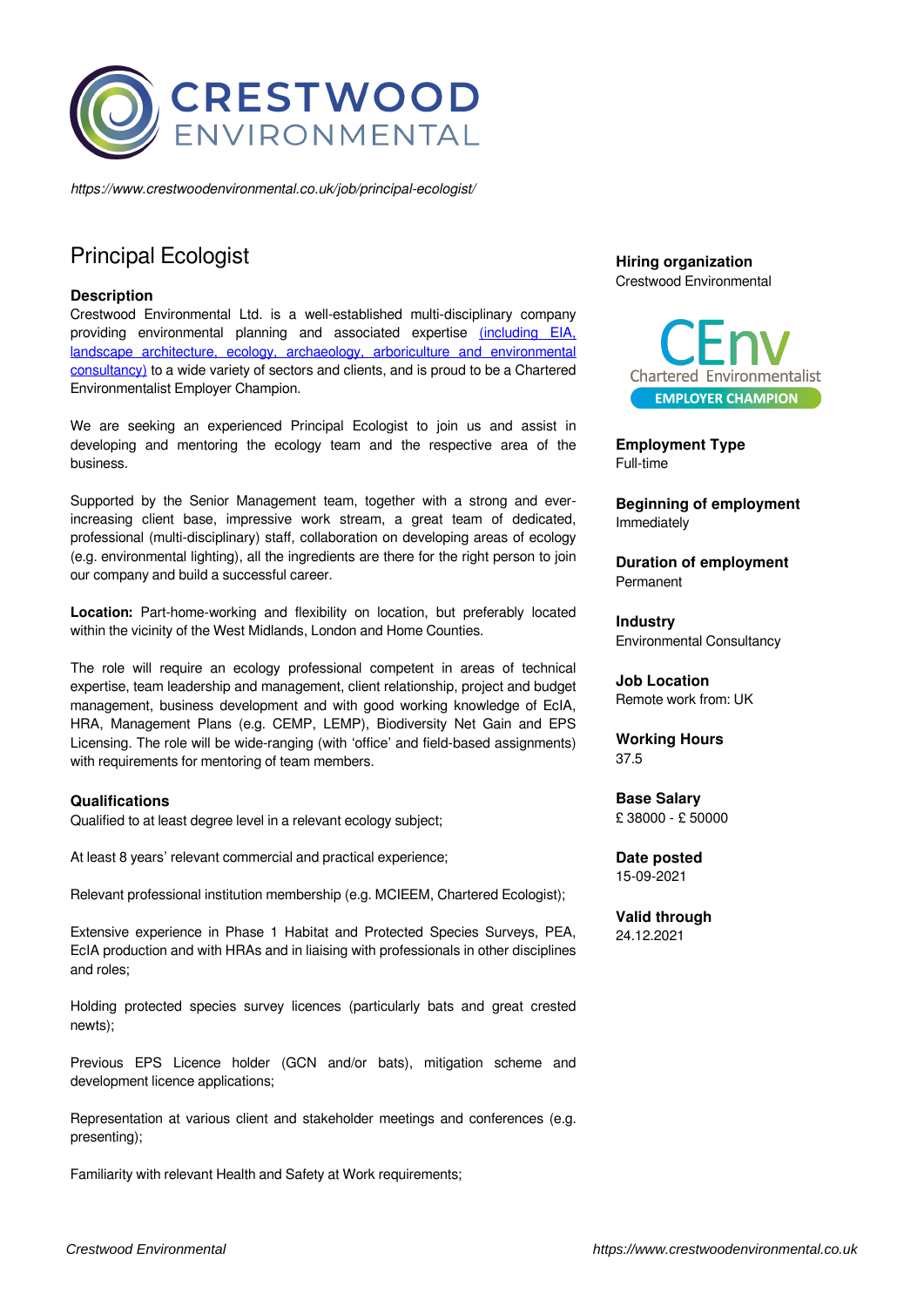https://www.crestwoodenvironmental.co.uk/job/principal-ecologist/

# Principal Ecologist

### Description

Crestwood Environmental Ltd. is a well-established multi-disciplinary company providing environmental planning and associated expertise (including EIA, landscape architecture, ecology, archaeology, arboriculture and environmental consultancy) to a wide variety of sectors and clients, and is proud to be a Chartered Environmentalist Employer Champion.

We are seeking an experienced Principal Ecologist to join us and assist in developing and mentoring the ecology team and the respective area of the business.

Supported by the Senior Management team, together with a strong and ever-increasing client base, impressive work stream, a great team of dedicated, professional (multi-disciplinary) staff, collaboration on developing areas of ecology (e.g. environmental lighting), all the ingredients are there for the right person to join our company and build a successful career.

**Location:** Part-home-working and flexibility on location, but preferably located within the vicinity of the West Midlands, London and Home Counties.

The role will require an ecology professional competent in areas of technical expertise, team leadership and management, client relationship, project and budget management, business development and with good working knowledge of EcIA, HRA, Management Plans (e.g. CEMP, LEMP), Biodiversity Net Gain and EPS Licensing. The role will be wide-ranging (with 'office' and field-based assignments) with requirements for mentoring of team members.

### Qualifications

Qualified to at least degree level in a relevant ecology subject;

At least 8 years' relevant commercial and practical experience;

Relevant professional institution membership (e.g. MCIEEM, Chartered Ecologist);

Extensive experience in Phase 1 Habitat and Protected Species Surveys, PEA, EcIA production and with HRAs and in liaising with professionals in other disciplines and roles;

Holding protected species survey licences (particularly bats and great crested newts);

Previous EPS Licence holder (GCN and/or bats), mitigation scheme and development licence applications;

Representation at various client and stakeholder meetings and conferences (e.g. presenting);

Familiarity with relevant Health and Safety at Work requirements;

**Hiring organization**
Crestwood Environmental

CEnv Chartered Environmentalist EMPLOYER CHAMPION

**Employment Type**
Full-time

**Beginning of employment**
Immediately

**Duration of employment**
Permanent

**Industry**
Environmental Consultancy

**Job Location**
Remote work from: UK

**Working Hours**
37.5

**Base Salary**
£ 38000 - £ 50000

**Date posted**
15-09-2021

**Valid through**
24.12.2021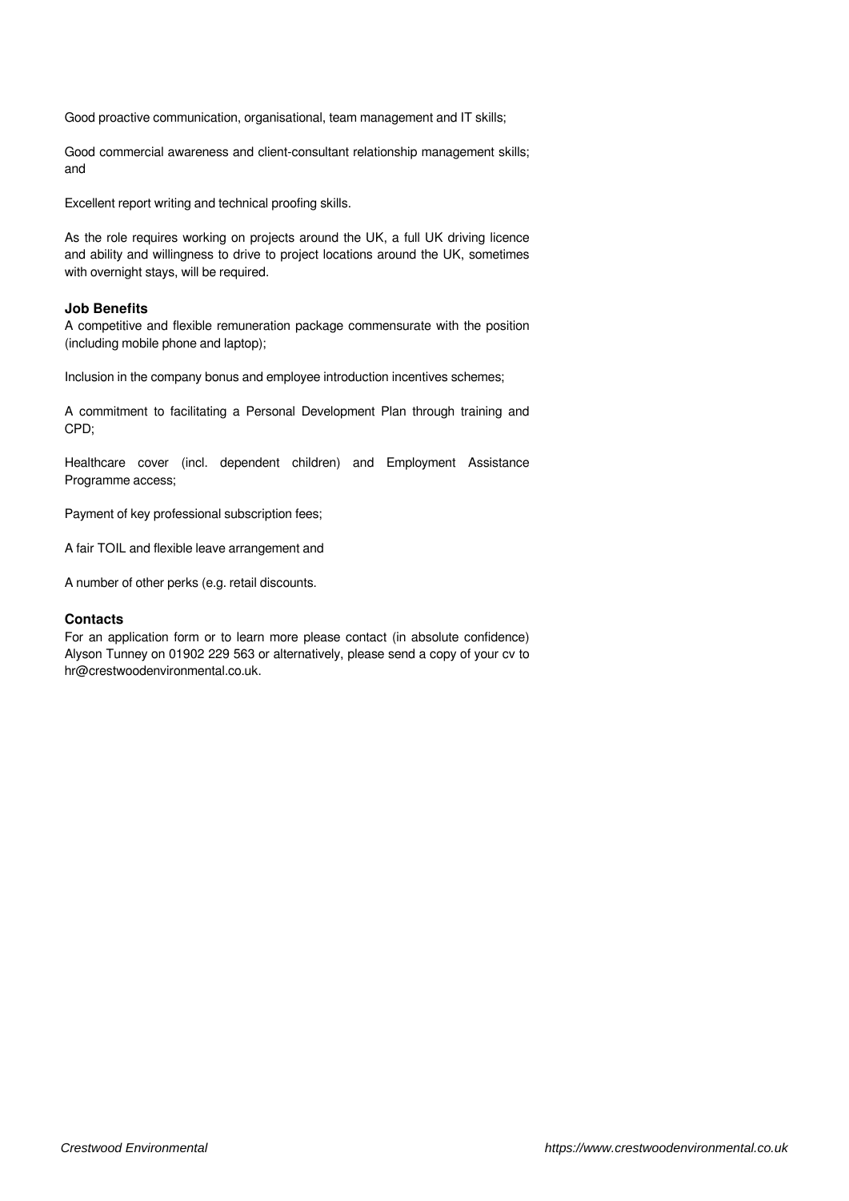Good proactive communication, organisational, team management and IT skills;

Good commercial awareness and client-consultant relationship management skills; and

Excellent report writing and technical proofing skills.

As the role requires working on projects around the UK, a full UK driving licence and ability and willingness to drive to project locations around the UK, sometimes with overnight stays, will be required.

**Job Benefits**

A competitive and flexible remuneration package commensurate with the position (including mobile phone and laptop);

Inclusion in the company bonus and employee introduction incentives schemes;

A commitment to facilitating a Personal Development Plan through training and CPD;

Healthcare cover (incl. dependent children) and Employment Assistance Programme access;

Payment of key professional subscription fees;

A fair TOIL and flexible leave arrangement and

A number of other perks (e.g. retail discounts.

**Contacts**

For an application form or to learn more please contact (in absolute confidence) Alyson Tunney on 01902 229 563 or alternatively, please send a copy of your cv to hr@crestwoodenvironmental.co.uk.